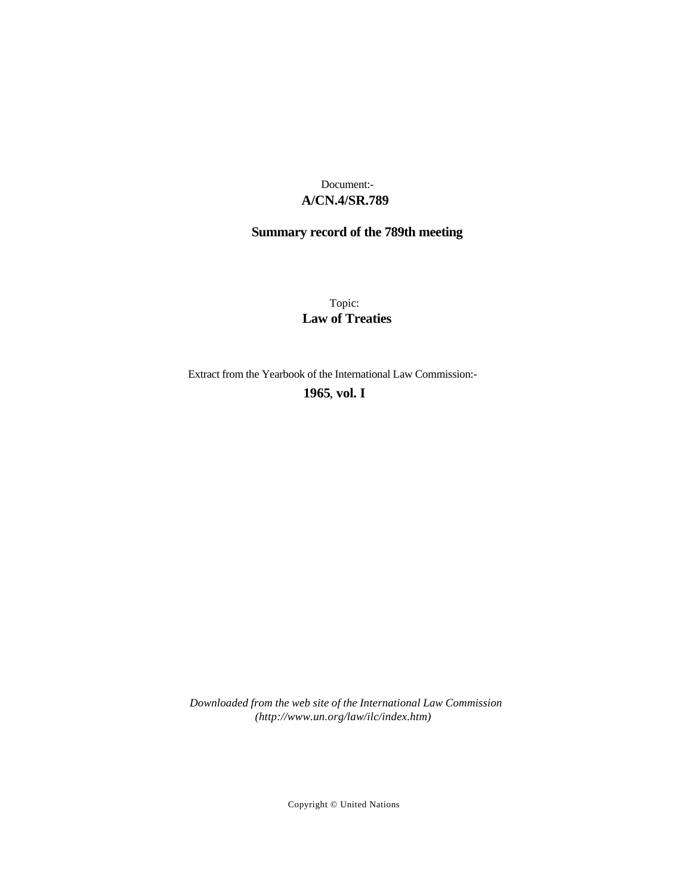Document:-
**A/CN.4/SR.789**

**Summary record of the 789th meeting**

Topic:
**Law of Treaties**

Extract from the Yearbook of the International Law Commission:-
**1965, vol. I**

*Downloaded from the web site of the International Law Commission (http://www.un.org/law/ilc/index.htm)*

Copyright © United Nations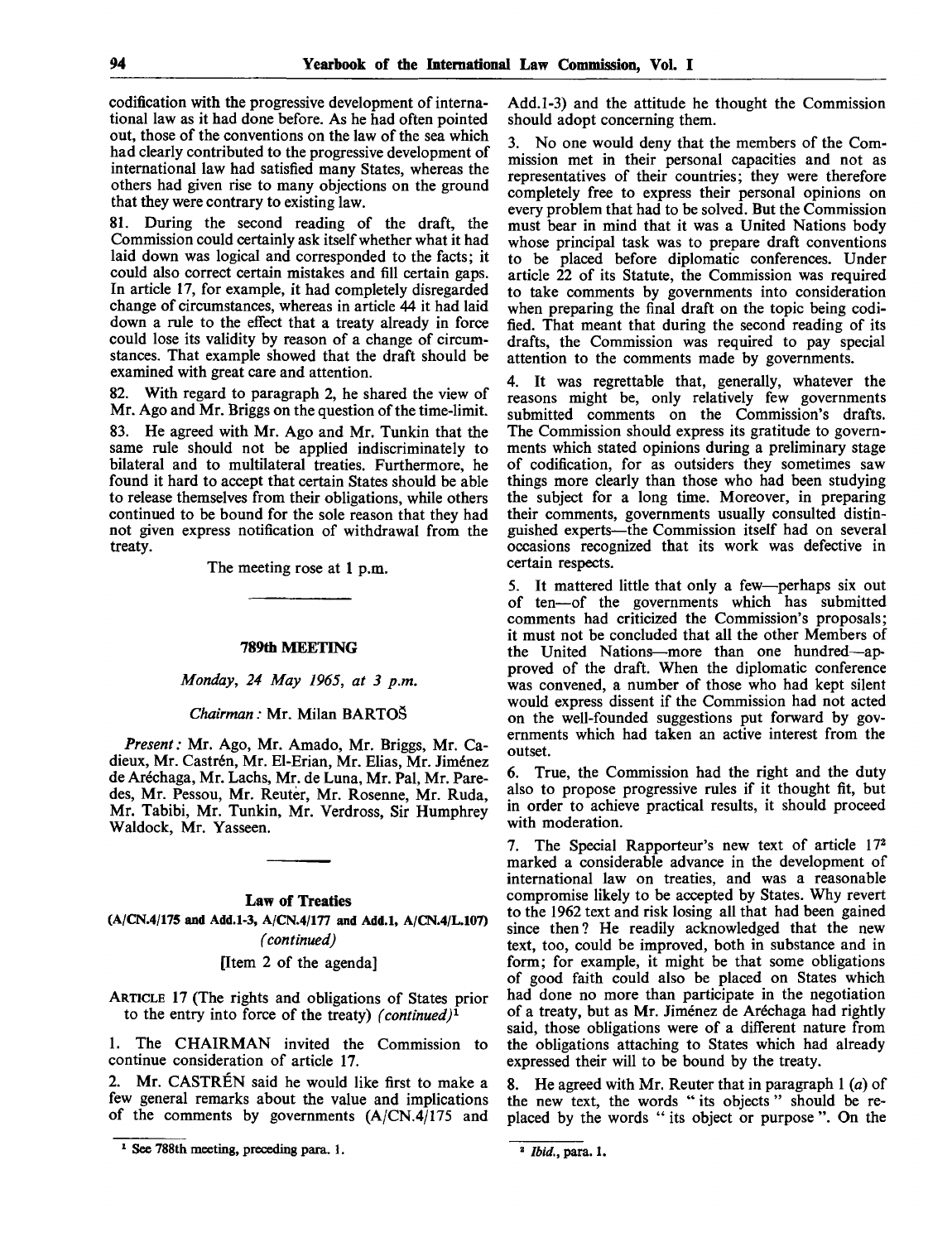codification with the progressive development of international law as it had done before. As he had often pointed out, those of the conventions on the law of the sea which had clearly contributed to the progressive development of international law had satisfied many States, whereas the others had given rise to many objections on the ground that they were contrary to existing law.

81. During the second reading of the draft, the Commission could certainly ask itself whether what it had laid down was logical and corresponded to the facts; it could also correct certain mistakes and fill certain gaps. In article 17, for example, it had completely disregarded change of circumstances, whereas in article 44 it had laid down a rule to the effect that a treaty already in force could lose its validity by reason of a change of circumstances. That example showed that the draft should be examined with great care and attention.

82. With regard to paragraph 2, he shared the view of Mr. Ago and Mr. Briggs on the question of the time-limit.

83. He agreed with Mr. Ago and Mr. Tunkin that the same rule should not be applied indiscriminately to bilateral and to multilateral treaties. Furthermore, he found it hard to accept that certain States should be able to release themselves from their obligations, while others continued to be bound for the sole reason that they had not given express notification of withdrawal from the treaty.

The meeting rose at 1 p.m.

---

## 789th MEETING

*Monday, 24 May 1965, at 3 p.m.*

*Chairman:* Mr. Milan BARTOŠ

*Present:* Mr. Ago, Mr. Amado, Mr. Briggs, Mr. Cadieux, Mr. Castrén, Mr. El-Erian, Mr. Elias, Mr. Jiménez de Aréchaga, Mr. Lachs, Mr. de Luna, Mr. Pal, Mr. Paredes, Mr. Pessou, Mr. Reuter, Mr. Rosenne, Mr. Ruda, Mr. Tabibi, Mr. Tunkin, Mr. Verdross, Sir Humphrey Waldock, Mr. Yasseen.

---

### Law of Treaties

**(A/CN.4/175 and Add.1-3, A/CN.4/177 and Add.1, A/CN.4/L.107)**

*(continued)*

[Item 2 of the agenda]

ARTICLE 17 (The rights and obligations of States prior to the entry into force of the treaty) *(continued)*[1]

1. The CHAIRMAN invited the Commission to continue consideration of article 17.

2. Mr. CASTRÉN said he would like first to make a few general remarks about the value and implications of the comments by governments (A/CN.4/175 and Add.1-3) and the attitude he thought the Commission should adopt concerning them.

3. No one would deny that the members of the Commission met in their personal capacities and not as representatives of their countries; they were therefore completely free to express their personal opinions on every problem that had to be solved. But the Commission must bear in mind that it was a United Nations body whose principal task was to prepare draft conventions to be placed before diplomatic conferences. Under article 22 of its Statute, the Commission was required to take comments by governments into consideration when preparing the final draft on the topic being codified. That meant that during the second reading of its drafts, the Commission was required to pay special attention to the comments made by governments.

4. It was regrettable that, generally, whatever the reasons might be, only relatively few governments submitted comments on the Commission's drafts. The Commission should express its gratitude to governments which stated opinions during a preliminary stage of codification, for as outsiders they sometimes saw things more clearly than those who had been studying the subject for a long time. Moreover, in preparing their comments, governments usually consulted distinguished experts—the Commission itself had on several occasions recognized that its work was defective in certain respects.

5. It mattered little that only a few—perhaps six out of ten—of the governments which has submitted comments had criticized the Commission's proposals; it must not be concluded that all the other Members of the United Nations—more than one hundred—approved of the draft. When the diplomatic conference was convened, a number of those who had kept silent would express dissent if the Commission had not acted on the well-founded suggestions put forward by governments which had taken an active interest from the outset.

6. True, the Commission had the right and the duty also to propose progressive rules if it thought fit, but in order to achieve practical results, it should proceed with moderation.

7. The Special Rapporteur's new text of article 17[2] marked a considerable advance in the development of international law on treaties, and was a reasonable compromise likely to be accepted by States. Why revert to the 1962 text and risk losing all that had been gained since then? He readily acknowledged that the new text, too, could be improved, both in substance and in form; for example, it might be that some obligations of good faith could also be placed on States which had done no more than participate in the negotiation of a treaty, but as Mr. Jiménez de Aréchaga had rightly said, those obligations were of a different nature from the obligations attaching to States which had already expressed their will to be bound by the treaty.

8. He agreed with Mr. Reuter that in paragraph 1 (*a*) of the new text, the words "its objects" should be replaced by the words "its object or purpose". On the

---

[1] See 788th meeting, preceding para. 1.

[2] *Ibid.*, para. 1.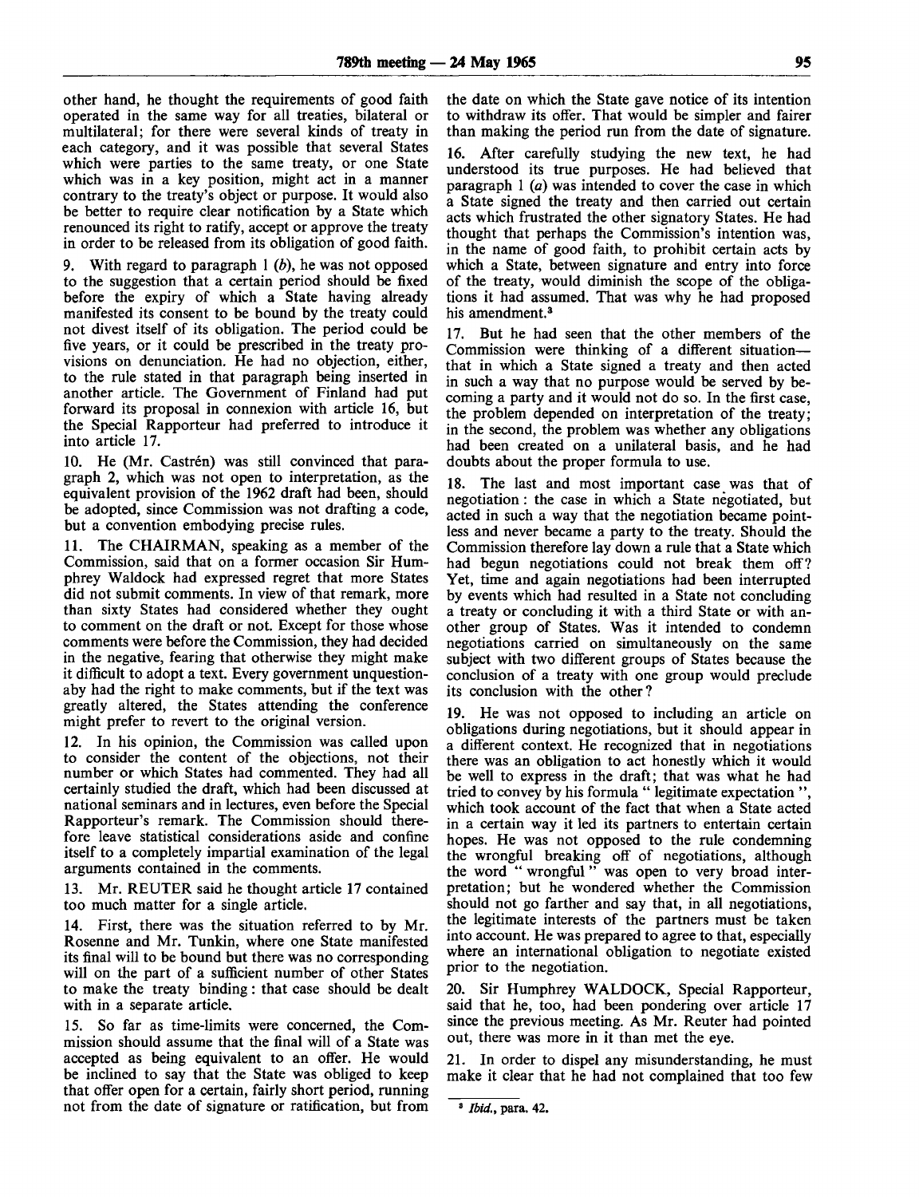other hand, he thought the requirements of good faith operated in the same way for all treaties, bilateral or multilateral; for there were several kinds of treaty in each category, and it was possible that several States which were parties to the same treaty, or one State which was in a key position, might act in a manner contrary to the treaty's object or purpose. It would also be better to require clear notification by a State which renounced its right to ratify, accept or approve the treaty in order to be released from its obligation of good faith.

9. With regard to paragraph 1 (*b*), he was not opposed to the suggestion that a certain period should be fixed before the expiry of which a State having already manifested its consent to be bound by the treaty could not divest itself of its obligation. The period could be five years, or it could be prescribed in the treaty provisions on denunciation. He had no objection, either, to the rule stated in that paragraph being inserted in another article. The Government of Finland had put forward its proposal in connexion with article 16, but the Special Rapporteur had preferred to introduce it into article 17.

10. He (Mr. Castrén) was still convinced that paragraph 2, which was not open to interpretation, as the equivalent provision of the 1962 draft had been, should be adopted, since Commission was not drafting a code, but a convention embodying precise rules.

11. The CHAIRMAN, speaking as a member of the Commission, said that on a former occasion Sir Humphrey Waldock had expressed regret that more States did not submit comments. In view of that remark, more than sixty States had considered whether they ought to comment on the draft or not. Except for those whose comments were before the Commission, they had decided in the negative, fearing that otherwise they might make it difficult to adopt a text. Every government unquestionaby had the right to make comments, but if the text was greatly altered, the States attending the conference might prefer to revert to the original version.

12. In his opinion, the Commission was called upon to consider the content of the objections, not their number or which States had commented. They had all certainly studied the draft, which had been discussed at national seminars and in lectures, even before the Special Rapporteur's remark. The Commission should therefore leave statistical considerations aside and confine itself to a completely impartial examination of the legal arguments contained in the comments.

13. Mr. REUTER said he thought article 17 contained too much matter for a single article.

14. First, there was the situation referred to by Mr. Rosenne and Mr. Tunkin, where one State manifested its final will to be bound but there was no corresponding will on the part of a sufficient number of other States to make the treaty binding: that case should be dealt with in a separate article.

15. So far as time-limits were concerned, the Commission should assume that the final will of a State was accepted as being equivalent to an offer. He would be inclined to say that the State was obliged to keep that offer open for a certain, fairly short period, running not from the date of signature or ratification, but from the date on which the State gave notice of its intention to withdraw its offer. That would be simpler and fairer than making the period run from the date of signature.

16. After carefully studying the new text, he had understood its true purposes. He had believed that paragraph 1 (*a*) was intended to cover the case in which a State signed the treaty and then carried out certain acts which frustrated the other signatory States. He had thought that perhaps the Commission's intention was, in the name of good faith, to prohibit certain acts by which a State, between signature and entry into force of the treaty, would diminish the scope of the obligations it had assumed. That was why he had proposed his amendment.[3]

17. But he had seen that the other members of the Commission were thinking of a different situation—that in which a State signed a treaty and then acted in such a way that no purpose would be served by becoming a party and it would not do so. In the first case, the problem depended on interpretation of the treaty; in the second, the problem was whether any obligations had been created on a unilateral basis, and he had doubts about the proper formula to use.

18. The last and most important case was that of negotiation: the case in which a State negotiated, but acted in such a way that the negotiation became pointless and never became a party to the treaty. Should the Commission therefore lay down a rule that a State which had begun negotiations could not break them off? Yet, time and again negotiations had been interrupted by events which had resulted in a State not concluding a treaty or concluding it with a third State or with another group of States. Was it intended to condemn negotiations carried on simultaneously on the same subject with two different groups of States because the conclusion of a treaty with one group would preclude its conclusion with the other?

19. He was not opposed to including an article on obligations during negotiations, but it should appear in a different context. He recognized that in negotiations there was an obligation to act honestly which it would be well to express in the draft; that was what he had tried to convey by his formula " legitimate expectation ", which took account of the fact that when a State acted in a certain way it led its partners to entertain certain hopes. He was not opposed to the rule condemning the wrongful breaking off of negotiations, although the word " wrongful " was open to very broad interpretation; but he wondered whether the Commission should not go farther and say that, in all negotiations, the legitimate interests of the partners must be taken into account. He was prepared to agree to that, especially where an international obligation to negotiate existed prior to the negotiation.

20. Sir Humphrey WALDOCK, Special Rapporteur, said that he, too, had been pondering over article 17 since the previous meeting. As Mr. Reuter had pointed out, there was more in it than met the eye.

21. In order to dispel any misunderstanding, he must make it clear that he had not complained that too few

[3] *Ibid.*, para. 42.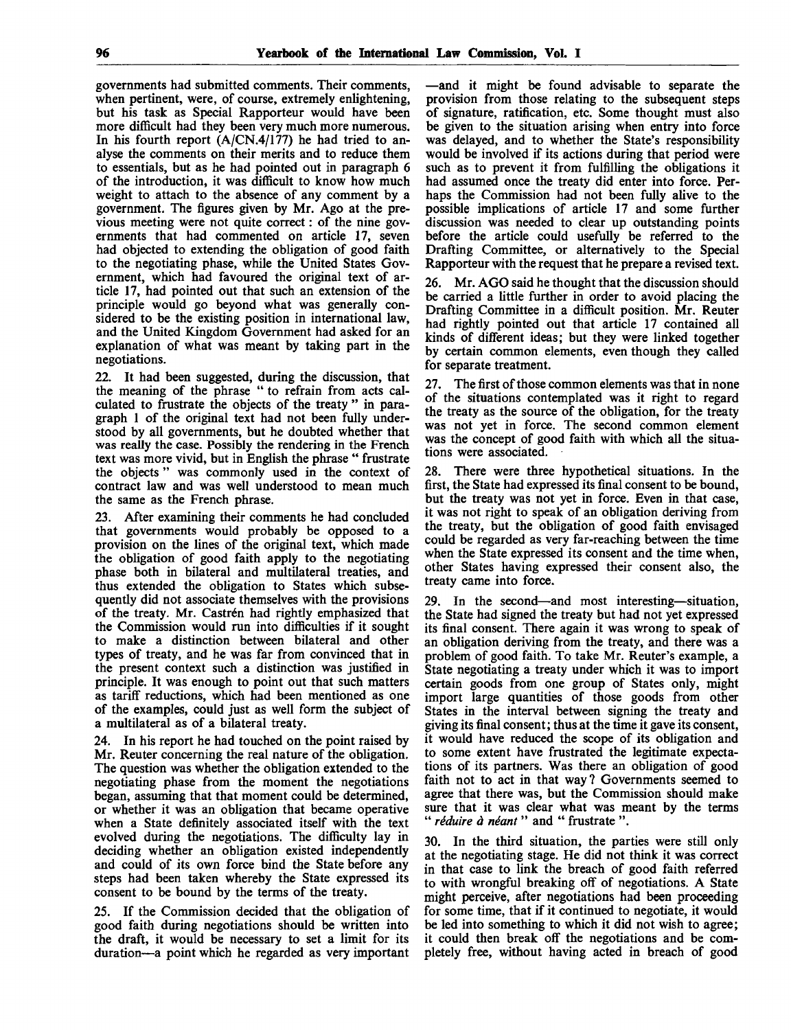governments had submitted comments. Their comments, when pertinent, were, of course, extremely enlightening, but his task as Special Rapporteur would have been more difficult had they been very much more numerous. In his fourth report (A/CN.4/177) he had tried to analyse the comments on their merits and to reduce them to essentials, but as he had pointed out in paragraph 6 of the introduction, it was difficult to know how much weight to attach to the absence of any comment by a government. The figures given by Mr. Ago at the previous meeting were not quite correct: of the nine governments that had commented on article 17, seven had objected to extending the obligation of good faith to the negotiating phase, while the United States Government, which had favoured the original text of article 17, had pointed out that such an extension of the principle would go beyond what was generally considered to be the existing position in international law, and the United Kingdom Government had asked for an explanation of what was meant by taking part in the negotiations.

22. It had been suggested, during the discussion, that the meaning of the phrase "to refrain from acts calculated to frustrate the objects of the treaty" in paragraph 1 of the original text had not been fully understood by all governments, but he doubted whether that was really the case. Possibly the rendering in the French text was more vivid, but in English the phrase "frustrate the objects" was commonly used in the context of contract law and was well understood to mean much the same as the French phrase.

23. After examining their comments he had concluded that governments would probably be opposed to a provision on the lines of the original text, which made the obligation of good faith apply to the negotiating phase both in bilateral and multilateral treaties, and thus extended the obligation to States which subsequently did not associate themselves with the provisions of the treaty. Mr. Castrén had rightly emphasized that the Commission would run into difficulties if it sought to make a distinction between bilateral and other types of treaty, and he was far from convinced that in the present context such a distinction was justified in principle. It was enough to point out that such matters as tariff reductions, which had been mentioned as one of the examples, could just as well form the subject of a multilateral as of a bilateral treaty.

24. In his report he had touched on the point raised by Mr. Reuter concerning the real nature of the obligation. The question was whether the obligation extended to the negotiating phase from the moment the negotiations began, assuming that that moment could be determined, or whether it was an obligation that became operative when a State definitely associated itself with the text evolved during the negotiations. The difficulty lay in deciding whether an obligation existed independently and could of its own force bind the State before any steps had been taken whereby the State expressed its consent to be bound by the terms of the treaty.

25. If the Commission decided that the obligation of good faith during negotiations should be written into the draft, it would be necessary to set a limit for its duration—a point which he regarded as very important—and it might be found advisable to separate the provision from those relating to the subsequent steps of signature, ratification, etc. Some thought must also be given to the situation arising when entry into force was delayed, and to whether the State's responsibility would be involved if its actions during that period were such as to prevent it from fulfilling the obligations it had assumed once the treaty did enter into force. Perhaps the Commission had not been fully alive to the possible implications of article 17 and some further discussion was needed to clear up outstanding points before the article could usefully be referred to the Drafting Committee, or alternatively to the Special Rapporteur with the request that he prepare a revised text.

26. Mr. AGO said he thought that the discussion should be carried a little further in order to avoid placing the Drafting Committee in a difficult position. Mr. Reuter had rightly pointed out that article 17 contained all kinds of different ideas; but they were linked together by certain common elements, even though they called for separate treatment.

27. The first of those common elements was that in none of the situations contemplated was it right to regard the treaty as the source of the obligation, for the treaty was not yet in force. The second common element was the concept of good faith with which all the situations were associated.

28. There were three hypothetical situations. In the first, the State had expressed its final consent to be bound, but the treaty was not yet in force. Even in that case, it was not right to speak of an obligation deriving from the treaty, but the obligation of good faith envisaged could be regarded as very far-reaching between the time when the State expressed its consent and the time when, other States having expressed their consent also, the treaty came into force.

29. In the second—and most interesting—situation, the State had signed the treaty but had not yet expressed its final consent. There again it was wrong to speak of an obligation deriving from the treaty, and there was a problem of good faith. To take Mr. Reuter's example, a State negotiating a treaty under which it was to import certain goods from one group of States only, might import large quantities of those goods from other States in the interval between signing the treaty and giving its final consent; thus at the time it gave its consent, it would have reduced the scope of its obligation and to some extent have frustrated the legitimate expectations of its partners. Was there an obligation of good faith not to act in that way? Governments seemed to agree that there was, but the Commission should make sure that it was clear what was meant by the terms "*réduire à néant*" and "frustrate".

30. In the third situation, the parties were still only at the negotiating stage. He did not think it was correct in that case to link the breach of good faith referred to with wrongful breaking off of negotiations. A State might perceive, after negotiations had been proceeding for some time, that if it continued to negotiate, it would be led into something to which it did not wish to agree; it could then break off the negotiations and be completely free, without having acted in breach of good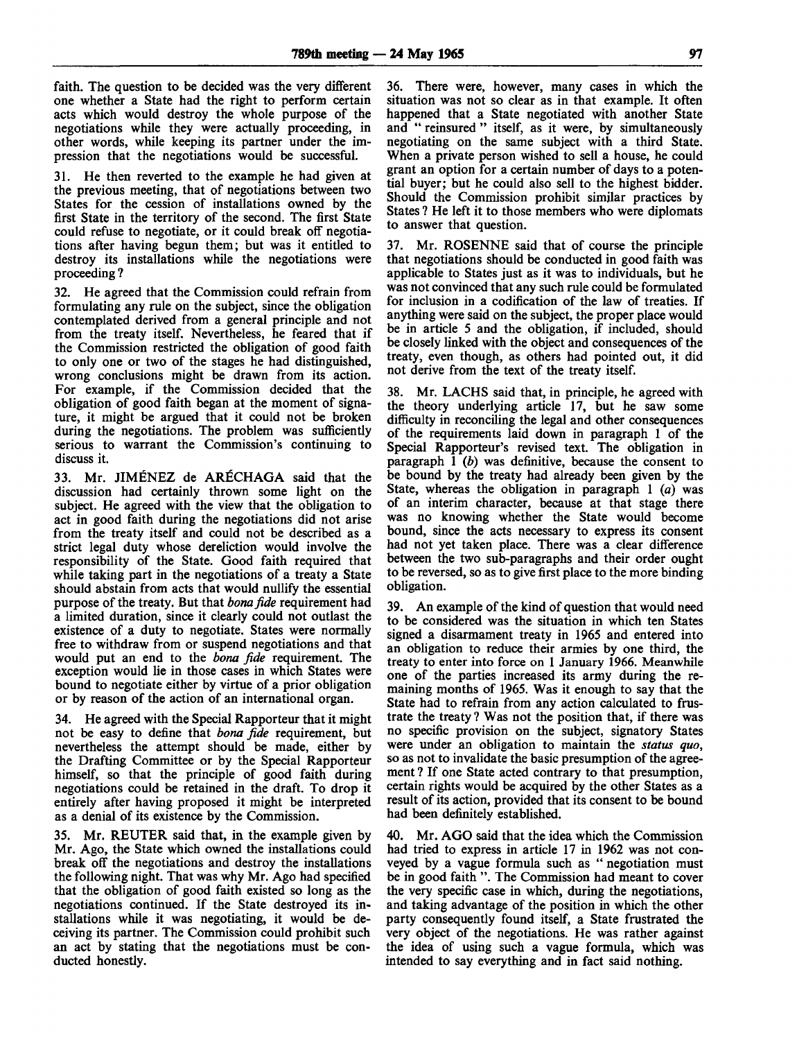faith. The question to be decided was the very different one whether a State had the right to perform certain acts which would destroy the whole purpose of the negotiations while they were actually proceeding, in other words, while keeping its partner under the impression that the negotiations would be successful.

31. He then reverted to the example he had given at the previous meeting, that of negotiations between two States for the cession of installations owned by the first State in the territory of the second. The first State could refuse to negotiate, or it could break off negotiations after having begun them; but was it entitled to destroy its installations while the negotiations were proceeding?

32. He agreed that the Commission could refrain from formulating any rule on the subject, since the obligation contemplated derived from a general principle and not from the treaty itself. Nevertheless, he feared that if the Commission restricted the obligation of good faith to only one or two of the stages he had distinguished, wrong conclusions might be drawn from its action. For example, if the Commission decided that the obligation of good faith began at the moment of signature, it might be argued that it could not be broken during the negotiations. The problem was sufficiently serious to warrant the Commission's continuing to discuss it.

33. Mr. JIMÉNEZ de ARÉCHAGA said that the discussion had certainly thrown some light on the subject. He agreed with the view that the obligation to act in good faith during the negotiations did not arise from the treaty itself and could not be described as a strict legal duty whose dereliction would involve the responsibility of the State. Good faith required that while taking part in the negotiations of a treaty a State should abstain from acts that would nullify the essential purpose of the treaty. But that *bona fide* requirement had a limited duration, since it clearly could not outlast the existence of a duty to negotiate. States were normally free to withdraw from or suspend negotiations and that would put an end to the *bona fide* requirement. The exception would lie in those cases in which States were bound to negotiate either by virtue of a prior obligation or by reason of the action of an international organ.

34. He agreed with the Special Rapporteur that it might not be easy to define that *bona fide* requirement, but nevertheless the attempt should be made, either by the Drafting Committee or by the Special Rapporteur himself, so that the principle of good faith during negotiations could be retained in the draft. To drop it entirely after having proposed it might be interpreted as a denial of its existence by the Commission.

35. Mr. REUTER said that, in the example given by Mr. Ago, the State which owned the installations could break off the negotiations and destroy the installations the following night. That was why Mr. Ago had specified that the obligation of good faith existed so long as the negotiations continued. If the State destroyed its installations while it was negotiating, it would be deceiving its partner. The Commission could prohibit such an act by stating that the negotiations must be conducted honestly.

36. There were, however, many cases in which the situation was not so clear as in that example. It often happened that a State negotiated with another State and " reinsured " itself, as it were, by simultaneously negotiating on the same subject with a third State. When a private person wished to sell a house, he could grant an option for a certain number of days to a potential buyer; but he could also sell to the highest bidder. Should the Commission prohibit similar practices by States? He left it to those members who were diplomats to answer that question.

37. Mr. ROSENNE said that of course the principle that negotiations should be conducted in good faith was applicable to States just as it was to individuals, but he was not convinced that any such rule could be formulated for inclusion in a codification of the law of treaties. If anything were said on the subject, the proper place would be in article 5 and the obligation, if included, should be closely linked with the object and consequences of the treaty, even though, as others had pointed out, it did not derive from the text of the treaty itself.

38. Mr. LACHS said that, in principle, he agreed with the theory underlying article 17, but he saw some difficulty in reconciling the legal and other consequences of the requirements laid down in paragraph 1 of the Special Rapporteur's revised text. The obligation in paragraph 1 (*b*) was definitive, because the consent to be bound by the treaty had already been given by the State, whereas the obligation in paragraph 1 (*a*) was of an interim character, because at that stage there was no knowing whether the State would become bound, since the acts necessary to express its consent had not yet taken place. There was a clear difference between the two sub-paragraphs and their order ought to be reversed, so as to give first place to the more binding obligation.

39. An example of the kind of question that would need to be considered was the situation in which ten States signed a disarmament treaty in 1965 and entered into an obligation to reduce their armies by one third, the treaty to enter into force on 1 January 1966. Meanwhile one of the parties increased its army during the remaining months of 1965. Was it enough to say that the State had to refrain from any action calculated to frustrate the treaty? Was not the position that, if there was no specific provision on the subject, signatory States were under an obligation to maintain the *status quo*, so as not to invalidate the basic presumption of the agreement? If one State acted contrary to that presumption, certain rights would be acquired by the other States as a result of its action, provided that its consent to be bound had been definitely established.

40. Mr. AGO said that the idea which the Commission had tried to express in article 17 in 1962 was not conveyed by a vague formula such as " negotiation must be in good faith ". The Commission had meant to cover the very specific case in which, during the negotiations, and taking advantage of the position in which the other party consequently found itself, a State frustrated the very object of the negotiations. He was rather against the idea of using such a vague formula, which was intended to say everything and in fact said nothing.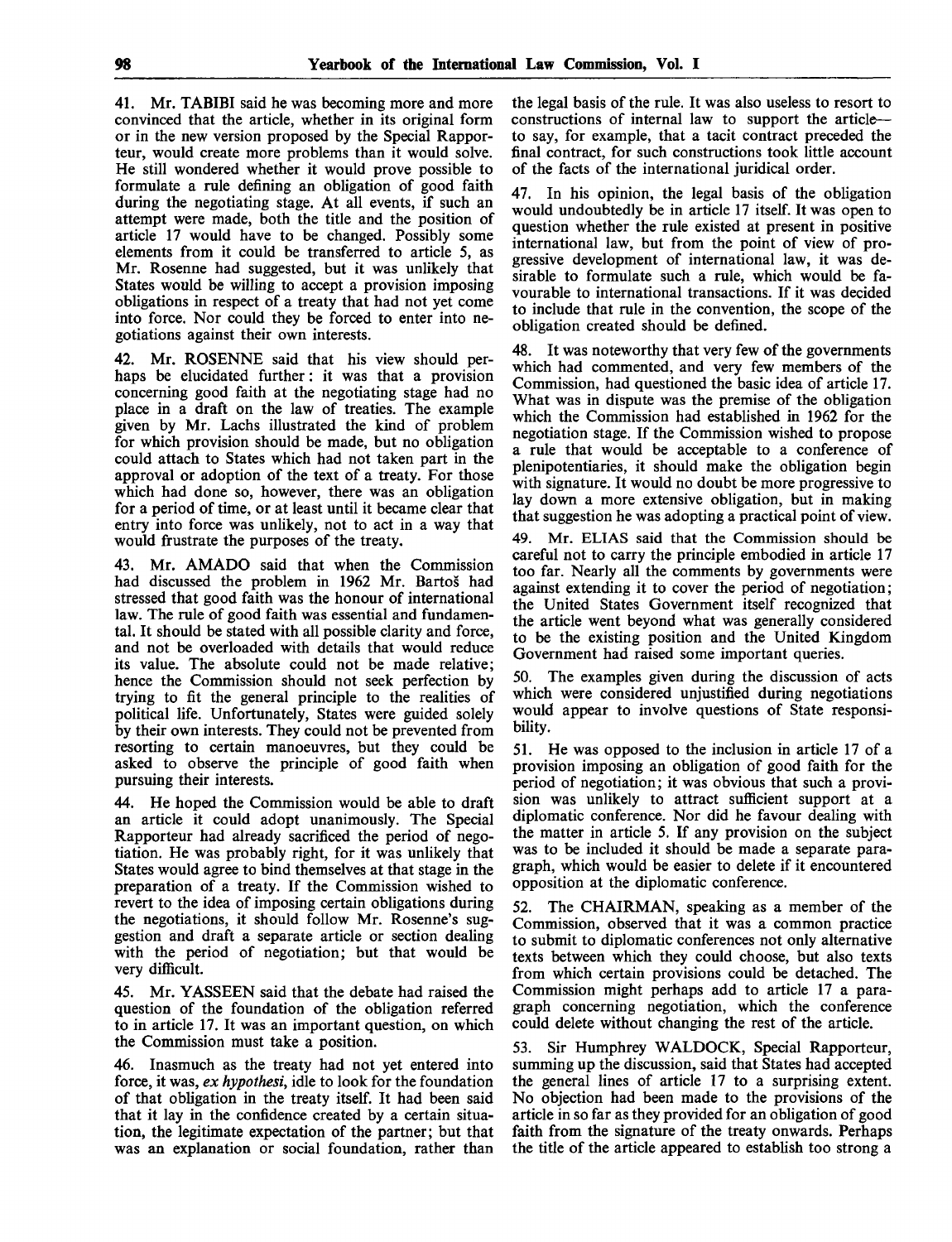41. Mr. TABIBI said he was becoming more and more convinced that the article, whether in its original form or in the new version proposed by the Special Rapporteur, would create more problems than it would solve. He still wondered whether it would prove possible to formulate a rule defining an obligation of good faith during the negotiating stage. At all events, if such an attempt were made, both the title and the position of article 17 would have to be changed. Possibly some elements from it could be transferred to article 5, as Mr. Rosenne had suggested, but it was unlikely that States would be willing to accept a provision imposing obligations in respect of a treaty that had not yet come into force. Nor could they be forced to enter into negotiations against their own interests.

42. Mr. ROSENNE said that his view should perhaps be elucidated further: it was that a provision concerning good faith at the negotiating stage had no place in a draft on the law of treaties. The example given by Mr. Lachs illustrated the kind of problem for which provision should be made, but no obligation could attach to States which had not taken part in the approval or adoption of the text of a treaty. For those which had done so, however, there was an obligation for a period of time, or at least until it became clear that entry into force was unlikely, not to act in a way that would frustrate the purposes of the treaty.

43. Mr. AMADO said that when the Commission had discussed the problem in 1962 Mr. Bartoš had stressed that good faith was the honour of international law. The rule of good faith was essential and fundamental. It should be stated with all possible clarity and force, and not be overloaded with details that would reduce its value. The absolute could not be made relative; hence the Commission should not seek perfection by trying to fit the general principle to the realities of political life. Unfortunately, States were guided solely by their own interests. They could not be prevented from resorting to certain manoeuvres, but they could be asked to observe the principle of good faith when pursuing their interests.

44. He hoped the Commission would be able to draft an article it could adopt unanimously. The Special Rapporteur had already sacrificed the period of negotiation. He was probably right, for it was unlikely that States would agree to bind themselves at that stage in the preparation of a treaty. If the Commission wished to revert to the idea of imposing certain obligations during the negotiations, it should follow Mr. Rosenne's suggestion and draft a separate article or section dealing with the period of negotiation; but that would be very difficult.

45. Mr. YASSEEN said that the debate had raised the question of the foundation of the obligation referred to in article 17. It was an important question, on which the Commission must take a position.

46. Inasmuch as the treaty had not yet entered into force, it was, *ex hypothesi*, idle to look for the foundation of that obligation in the treaty itself. It had been said that it lay in the confidence created by a certain situation, the legitimate expectation of the partner; but that was an explanation or social foundation, rather than the legal basis of the rule. It was also useless to resort to constructions of internal law to support the article—to say, for example, that a tacit contract preceded the final contract, for such constructions took little account of the facts of the international juridical order.

47. In his opinion, the legal basis of the obligation would undoubtedly be in article 17 itself. It was open to question whether the rule existed at present in positive international law, but from the point of view of progressive development of international law, it was desirable to formulate such a rule, which would be favourable to international transactions. If it was decided to include that rule in the convention, the scope of the obligation created should be defined.

48. It was noteworthy that very few of the governments which had commented, and very few members of the Commission, had questioned the basic idea of article 17. What was in dispute was the premise of the obligation which the Commission had established in 1962 for the negotiation stage. If the Commission wished to propose a rule that would be acceptable to a conference of plenipotentiaries, it should make the obligation begin with signature. It would no doubt be more progressive to lay down a more extensive obligation, but in making that suggestion he was adopting a practical point of view.

49. Mr. ELIAS said that the Commission should be careful not to carry the principle embodied in article 17 too far. Nearly all the comments by governments were against extending it to cover the period of negotiation; the United States Government itself recognized that the article went beyond what was generally considered to be the existing position and the United Kingdom Government had raised some important queries.

50. The examples given during the discussion of acts which were considered unjustified during negotiations would appear to involve questions of State responsibility.

51. He was opposed to the inclusion in article 17 of a provision imposing an obligation of good faith for the period of negotiation; it was obvious that such a provision was unlikely to attract sufficient support at a diplomatic conference. Nor did he favour dealing with the matter in article 5. If any provision on the subject was to be included it should be made a separate paragraph, which would be easier to delete if it encountered opposition at the diplomatic conference.

52. The CHAIRMAN, speaking as a member of the Commission, observed that it was a common practice to submit to diplomatic conferences not only alternative texts between which they could choose, but also texts from which certain provisions could be detached. The Commission might perhaps add to article 17 a paragraph concerning negotiation, which the conference could delete without changing the rest of the article.

53. Sir Humphrey WALDOCK, Special Rapporteur, summing up the discussion, said that States had accepted the general lines of article 17 to a surprising extent. No objection had been made to the provisions of the article in so far as they provided for an obligation of good faith from the signature of the treaty onwards. Perhaps the title of the article appeared to establish too strong a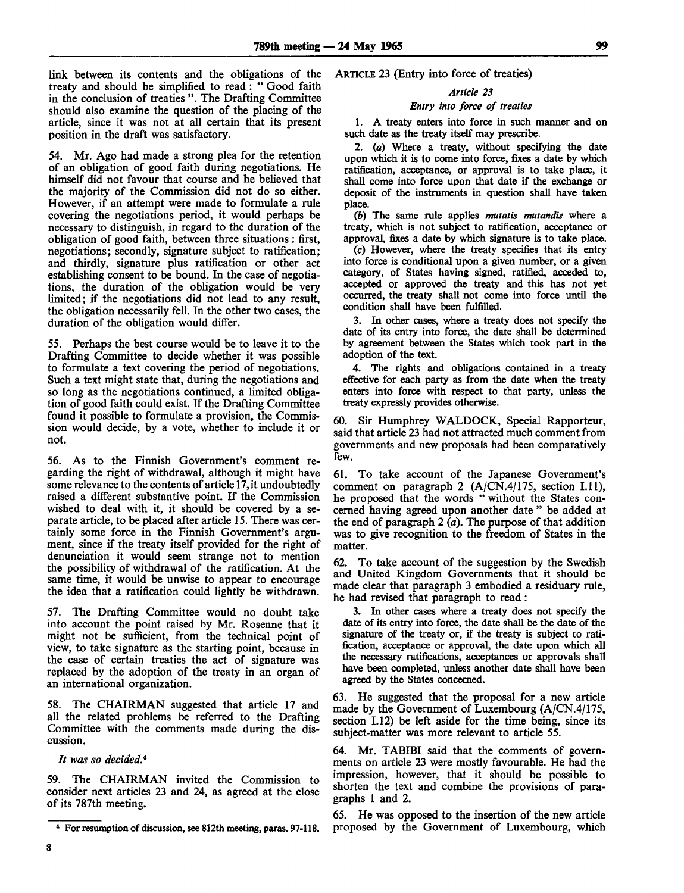link between its contents and the obligations of the treaty and should be simplified to read: " Good faith in the conclusion of treaties ". The Drafting Committee should also examine the question of the placing of the article, since it was not at all certain that its present position in the draft was satisfactory.

54. Mr. Ago had made a strong plea for the retention of an obligation of good faith during negotiations. He himself did not favour that course and he believed that the majority of the Commission did not do so either. However, if an attempt were made to formulate a rule covering the negotiations period, it would perhaps be necessary to distinguish, in regard to the duration of the obligation of good faith, between three situations: first, negotiations; secondly, signature subject to ratification; and thirdly, signature plus ratification or other act establishing consent to be bound. In the case of negotiations, the duration of the obligation would be very limited; if the negotiations did not lead to any result, the obligation necessarily fell. In the other two cases, the duration of the obligation would differ.

55. Perhaps the best course would be to leave it to the Drafting Committee to decide whether it was possible to formulate a text covering the period of negotiations. Such a text might state that, during the negotiations and so long as the negotiations continued, a limited obligation of good faith could exist. If the Drafting Committee found it possible to formulate a provision, the Commission would decide, by a vote, whether to include it or not.

56. As to the Finnish Government's comment regarding the right of withdrawal, although it might have some relevance to the contents of article 17, it undoubtedly raised a different substantive point. If the Commission wished to deal with it, it should be covered by a separate article, to be placed after article 15. There was certainly some force in the Finnish Government's argument, since if the treaty itself provided for the right of denunciation it would seem strange not to mention the possibility of withdrawal of the ratification. At the same time, it would be unwise to appear to encourage the idea that a ratification could lightly be withdrawn.

57. The Drafting Committee would no doubt take into account the point raised by Mr. Rosenne that it might not be sufficient, from the technical point of view, to take signature as the starting point, because in the case of certain treaties the act of signature was replaced by the adoption of the treaty in an organ of an international organization.

58. The CHAIRMAN suggested that article 17 and all the related problems be referred to the Drafting Committee with the comments made during the discussion.

*It was so decided.*[4]

59. The CHAIRMAN invited the Commission to consider next articles 23 and 24, as agreed at the close of its 787th meeting.

[4] For resumption of discussion, see 812th meeting, paras. 97-118.

ARTICLE 23 (Entry into force of treaties)

*Article 23*

*Entry into force of treaties*

1. A treaty enters into force in such manner and on such date as the treaty itself may prescribe.

2. (*a*) Where a treaty, without specifying the date upon which it is to come into force, fixes a date by which ratification, acceptance, or approval is to take place, it shall come into force upon that date if the exchange or deposit of the instruments in question shall have taken place.

(*b*) The same rule applies *mutatis mutandis* where a treaty, which is not subject to ratification, acceptance or approval, fixes a date by which signature is to take place.

(*c*) However, where the treaty specifies that its entry into force is conditional upon a given number, or a given category, of States having signed, ratified, acceded to, accepted or approved the treaty and this has not yet occurred, the treaty shall not come into force until the condition shall have been fulfilled.

3. In other cases, where a treaty does not specify the date of its entry into force, the date shall be determined by agreement between the States which took part in the adoption of the text.

4. The rights and obligations contained in a treaty effective for each party as from the date when the treaty enters into force with respect to that party, unless the treaty expressly provides otherwise.

60. Sir Humphrey WALDOCK, Special Rapporteur, said that article 23 had not attracted much comment from governments and new proposals had been comparatively few.

61. To take account of the Japanese Government's comment on paragraph 2 (A/CN.4/175, section I.11), he proposed that the words " without the States concerned having agreed upon another date " be added at the end of paragraph 2 (*a*). The purpose of that addition was to give recognition to the freedom of States in the matter.

62. To take account of the suggestion by the Swedish and United Kingdom Governments that it should be made clear that paragraph 3 embodied a residuary rule, he had revised that paragraph to read:

3. In other cases where a treaty does not specify the date of its entry into force, the date shall be the date of the signature of the treaty or, if the treaty is subject to ratification, acceptance or approval, the date upon which all the necessary ratifications, acceptances or approvals shall have been completed, unless another date shall have been agreed by the States concerned.

63. He suggested that the proposal for a new article made by the Government of Luxembourg (A/CN.4/175, section I.12) be left aside for the time being, since its subject-matter was more relevant to article 55.

64. Mr. TABIBI said that the comments of governments on article 23 were mostly favourable. He had the impression, however, that it should be possible to shorten the text and combine the provisions of paragraphs 1 and 2.

65. He was opposed to the insertion of the new article proposed by the Government of Luxembourg, which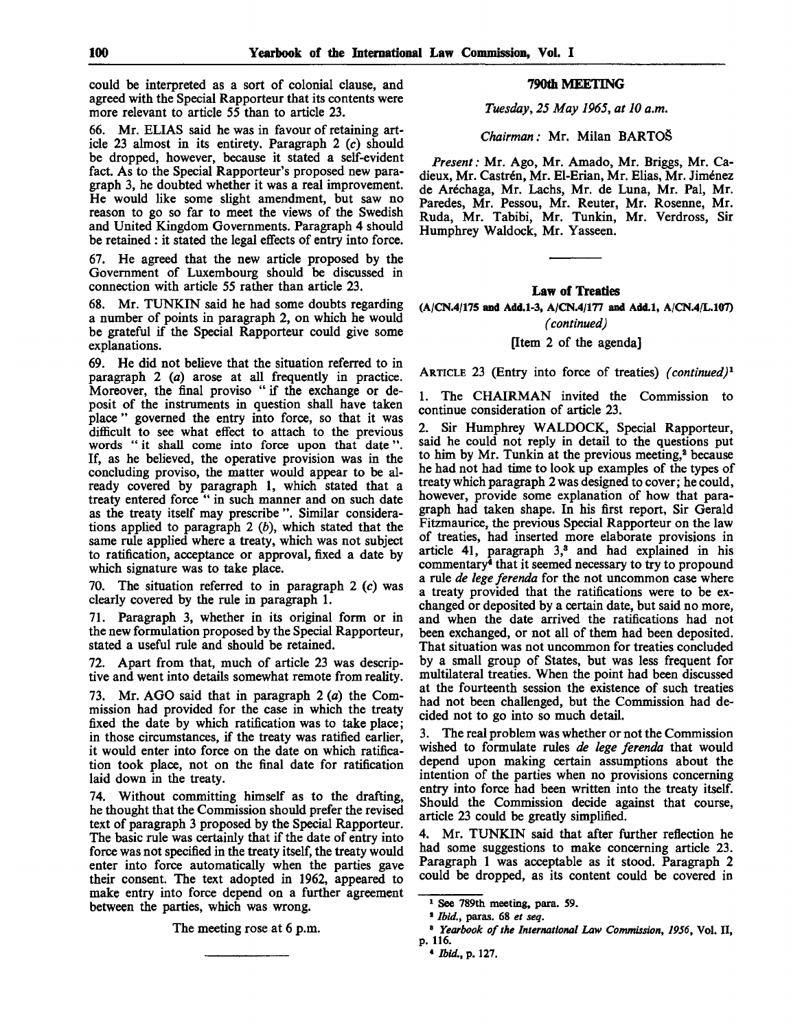could be interpreted as a sort of colonial clause, and agreed with the Special Rapporteur that its contents were more relevant to article 55 than to article 23.

66. Mr. ELIAS said he was in favour of retaining article 23 almost in its entirety. Paragraph 2 (*c*) should be dropped, however, because it stated a self-evident fact. As to the Special Rapporteur's proposed new paragraph 3, he doubted whether it was a real improvement. He would like some slight amendment, but saw no reason to go so far to meet the views of the Swedish and United Kingdom Governments. Paragraph 4 should be retained: it stated the legal effects of entry into force.

67. He agreed that the new article proposed by the Government of Luxembourg should be discussed in connection with article 55 rather than article 23.

68. Mr. TUNKIN said he had some doubts regarding a number of points in paragraph 2, on which he would be grateful if the Special Rapporteur could give some explanations.

69. He did not believe that the situation referred to in paragraph 2 (*a*) arose at all frequently in practice. Moreover, the final proviso " if the exchange or deposit of the instruments in question shall have taken place " governed the entry into force, so that it was difficult to see what effect to attach to the previous words " it shall come into force upon that date ". If, as he believed, the operative provision was in the concluding proviso, the matter would appear to be already covered by paragraph 1, which stated that a treaty entered force " in such manner and on such date as the treaty itself may prescribe ". Similar considerations applied to paragraph 2 (*b*), which stated that the same rule applied where a treaty, which was not subject to ratification, acceptance or approval, fixed a date by which signature was to take place.

70. The situation referred to in paragraph 2 (*c*) was clearly covered by the rule in paragraph 1.

71. Paragraph 3, whether in its original form or in the new formulation proposed by the Special Rapporteur, stated a useful rule and should be retained.

72. Apart from that, much of article 23 was descriptive and went into details somewhat remote from reality.

73. Mr. AGO said that in paragraph 2 (*a*) the Commission had provided for the case in which the treaty fixed the date by which ratification was to take place; in those circumstances, if the treaty was ratified earlier, it would enter into force on the date on which ratification took place, not on the final date for ratification laid down in the treaty.

74. Without committing himself as to the drafting, he thought that the Commission should prefer the revised text of paragraph 3 proposed by the Special Rapporteur. The basic rule was certainly that if the date of entry into force was not specified in the treaty itself, the treaty would enter into force automatically when the parties gave their consent. The text adopted in 1962, appeared to make entry into force depend on a further agreement between the parties, which was wrong.

The meeting rose at 6 p.m.

## 790th MEETING

*Tuesday, 25 May 1965, at 10 a.m.*

*Chairman:* Mr. Milan BARTOŠ

*Present:* Mr. Ago, Mr. Amado, Mr. Briggs, Mr. Cadieux, Mr. Castrén, Mr. El-Erian, Mr. Elias, Mr. Jiménez de Aréchaga, Mr. Lachs, Mr. de Luna, Mr. Pal, Mr. Paredes, Mr. Pessou, Mr. Reuter, Mr. Rosenne, Mr. Ruda, Mr. Tabibi, Mr. Tunkin, Mr. Verdross, Sir Humphrey Waldock, Mr. Yasseen.

### Law of Treaties

**(A/CN.4/175 and Add.1-3, A/CN.4/177 and Add.1, A/CN.4/L.107)**

*(continued)*

[Item 2 of the agenda]

ARTICLE 23 (Entry into force of treaties) *(continued)*[1]

1. The CHAIRMAN invited the Commission to continue consideration of article 23.

2. Sir Humphrey WALDOCK, Special Rapporteur, said he could not reply in detail to the questions put to him by Mr. Tunkin at the previous meeting,[2] because he had not had time to look up examples of the types of treaty which paragraph 2 was designed to cover; he could, however, provide some explanation of how that paragraph had taken shape. In his first report, Sir Gerald Fitzmaurice, the previous Special Rapporteur on the law of treaties, had inserted more elaborate provisions in article 41, paragraph 3,[3] and had explained in his commentary[4] that it seemed necessary to try to propound a rule *de lege ferenda* for the not uncommon case where a treaty provided that the ratifications were to be exchanged or deposited by a certain date, but said no more, and when the date arrived the ratifications had not been exchanged, or not all of them had been deposited. That situation was not uncommon for treaties concluded by a small group of States, but was less frequent for multilateral treaties. When the point had been discussed at the fourteenth session the existence of such treaties had not been challenged, but the Commission had decided not to go into so much detail.

3. The real problem was whether or not the Commission wished to formulate rules *de lege ferenda* that would depend upon making certain assumptions about the intention of the parties when no provisions concerning entry into force had been written into the treaty itself. Should the Commission decide against that course, article 23 could be greatly simplified.

4. Mr. TUNKIN said that after further reflection he had some suggestions to make concerning article 23. Paragraph 1 was acceptable as it stood. Paragraph 2 could be dropped, as its content could be covered in

---

[1] See 789th meeting, para. 59.

[2] *Ibid.*, paras. 68 *et seq.*

[3] *Yearbook of the International Law Commission, 1956*, Vol. II, p. 116.

[4] *Ibid.*, p. 127.